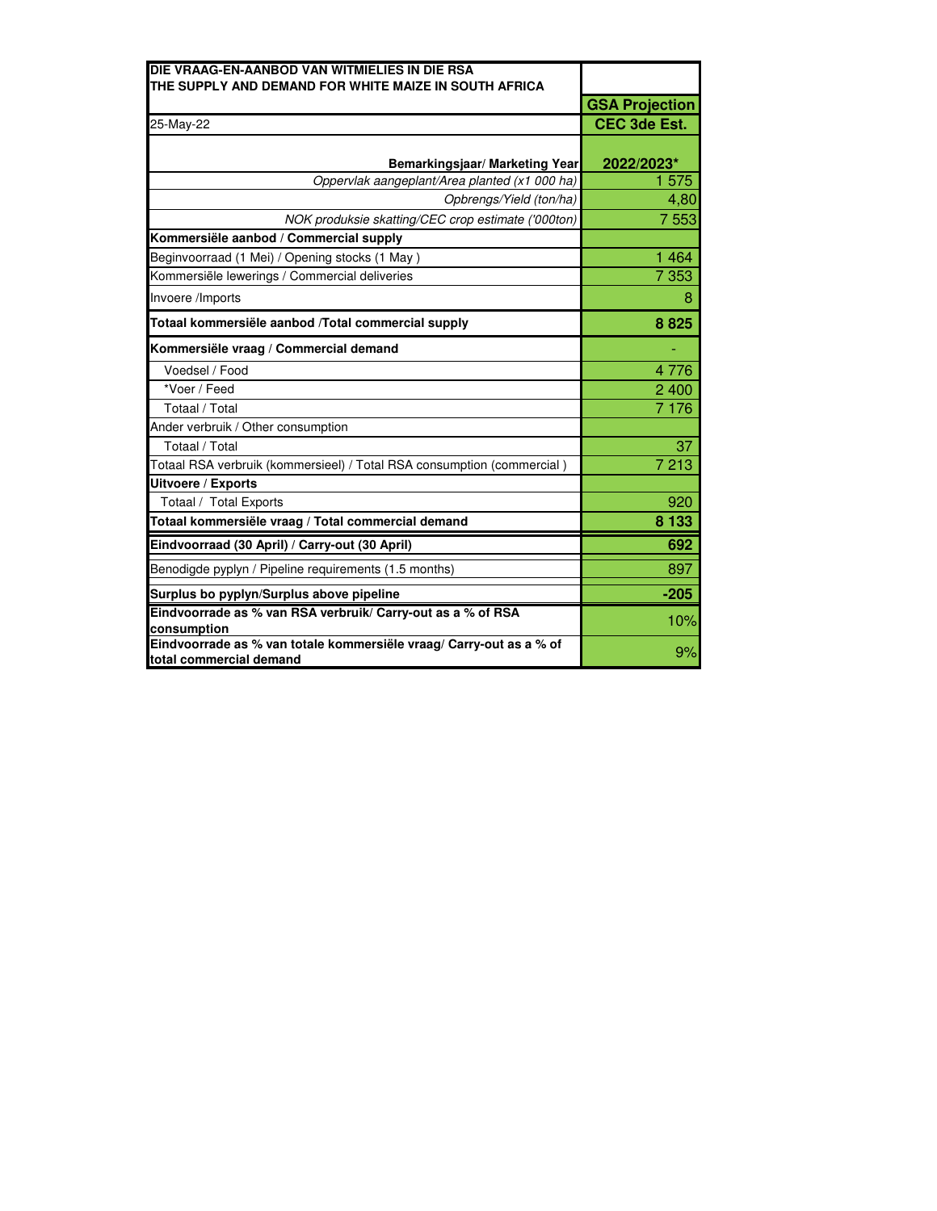| DIE VRAAG-EN-AANBOD VAN WITMIELIES IN DIE RSA<br>THE SUPPLY AND DEMAND FOR WHITE MAIZE IN SOUTH AFRICA | GSA Projection |
|---|---|
| 25-May-22 | CEC 3de Est. |
| **Bemarkingsjaar/ Marketing Year** | **2022/2023*** |
| *Oppervlak aangeplant/Area planted (x1 000 ha)* | 1 575 |
| *Opbrengs/Yield (ton/ha)* | 4,80 |
| *NOK produksie skatting/CEC crop estimate ('000ton)* | 7 553 |
| **Kommersiële aanbod / Commercial supply** | |
| Beginvoorraad (1 Mei) / Opening stocks (1 May ) | 1 464 |
| Kommersiële lewerings / Commercial deliveries | 7 353 |
| Invoere /Imports | 8 |
| **Totaal kommersiële aanbod /Total commercial supply** | **8 825** |
| **Kommersiële vraag / Commercial demand** | - |
| Voedsel / Food | 4 776 |
| *Voer / Feed | 2 400 |
| Totaal / Total | 7 176 |
| Ander verbruik / Other consumption | |
| Totaal / Total | 37 |
| Totaal RSA verbruik (kommersieel) / Total RSA consumption (commercial ) | 7 213 |
| **Uitvoere / Exports** | |
| Totaal / Total Exports | 920 |
| **Totaal kommersiële vraag / Total commercial demand** | **8 133** |
| **Eindvoorraad (30 April) / Carry-out (30 April)** | **692** |
| Benodigde pyplyn / Pipeline requirements (1.5 months) | 897 |
| **Surplus bo pyplyn/Surplus above pipeline** | **-205** |
| **Eindvoorrade as % van RSA verbruik/ Carry-out as a % of RSA consumption** | 10% |
| **Eindvoorrade as % van totale kommersiële vraag/ Carry-out as a % of total commercial demand** | 9% |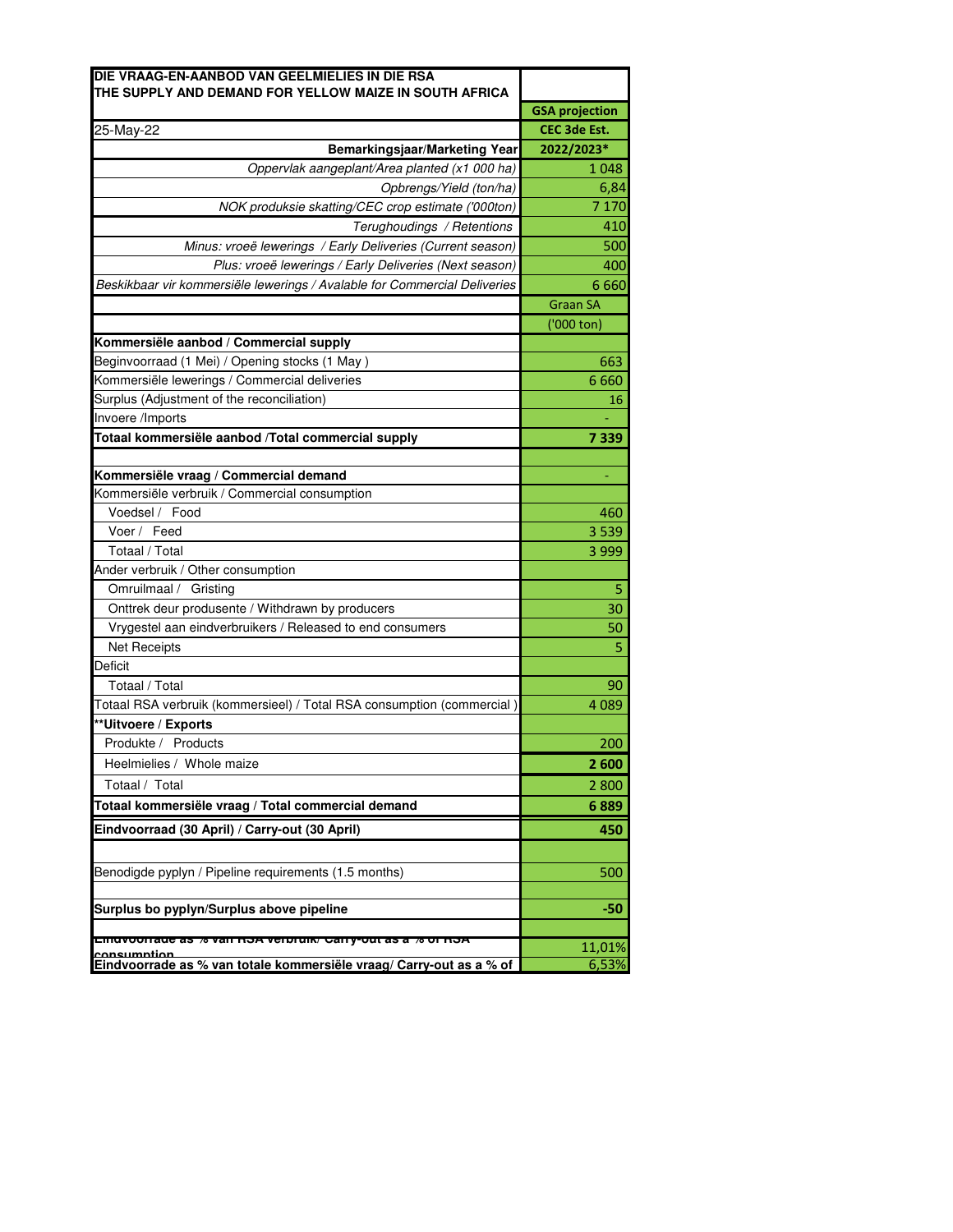| DIE VRAAG-EN-AANBOD VAN GEELMIELIES IN DIE RSA<br>THE SUPPLY AND DEMAND FOR YELLOW MAIZE IN SOUTH AFRICA | |
|---|---|
| | **GSA projection** |
| 25-May-22 | **CEC 3de Est.** |
| **Bemarkingsjaar/Marketing Year** | **2022/2023*** |
| *Oppervlak aangeplant/Area planted (x1 000 ha)* | 1 048 |
| *Opbrengs/Yield (ton/ha)* | 6,84 |
| *NOK produksie skatting/CEC crop estimate ('000ton)* | 7 170 |
| *Terughoudings / Retentions* | 410 |
| *Minus: vroeë lewerings / Early Deliveries (Current season)* | 500 |
| *Plus: vroeë lewerings / Early Deliveries (Next season)* | 400 |
| *Beskikbaar vir kommersiële lewerings / Avalable for Commercial Deliveries* | 6 660 |
| | Graan SA |
| | ('000 ton) |
| **Kommersiële aanbod / Commercial supply** | |
| Beginvoorraad (1 Mei) / Opening stocks (1 May ) | 663 |
| Kommersiële lewerings / Commercial deliveries | 6 660 |
| Surplus (Adjustment of the reconciliation) | 16 |
| Invoere /Imports | - |
| **Totaal kommersiële aanbod /Total commercial supply** | **7 339** |
| | |
| **Kommersiële vraag / Commercial demand** | - |
| Kommersiële verbruik / Commercial consumption | |
| Voedsel / Food | 460 |
| Voer / Feed | 3 539 |
| Totaal / Total | 3 999 |
| Ander verbruik / Other consumption | |
| Omruilmaal / Gristing | 5 |
| Onttrek deur produsente / Withdrawn by producers | 30 |
| Vrygestel aan eindverbruikers / Released to end consumers | 50 |
| Net Receipts | 5 |
| Deficit | |
| Totaal / Total | 90 |
| Totaal RSA verbruik (kommersieel) / Total RSA consumption (commercial ) | 4 089 |
| ****Uitvoere / Exports** | |
| Produkte / Products | 200 |
| Heelmielies / Whole maize | **2 600** |
| Totaal / Total | 2 800 |
| **Totaal kommersiële vraag / Total commercial demand** | **6 889** |
| **Eindvoorraad (30 April) / Carry-out (30 April)** | **450** |
| | |
| Benodigde pyplyn / Pipeline requirements (1.5 months) | 500 |
| | |
| **Surplus bo pyplyn/Surplus above pipeline** | **-50** |
| | |
| **Eindvoorrade as % van RSA verbruik/ Carry-out as a % of RSA consumption** | 11,01% |
| **Eindvoorrade as % van totale kommersiële vraag/ Carry-out as a % of** | 6,53% |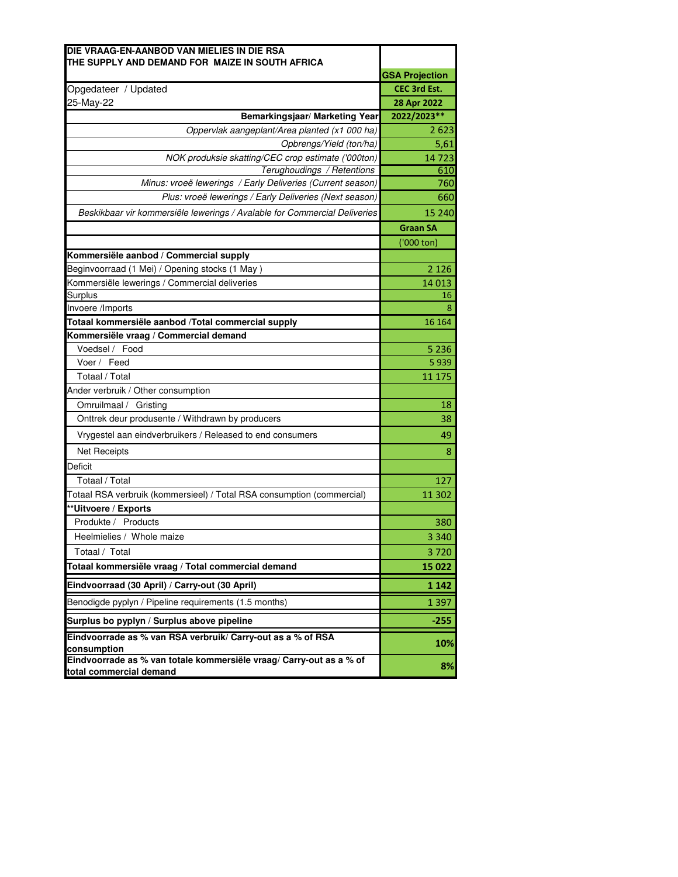| DIE VRAAG-EN-AANBOD VAN MIELIES IN DIE RSA<br>THE SUPPLY AND DEMAND FOR MAIZE IN SOUTH AFRICA | |
|---|---|
| | GSA Projection |
| Opgedateer / Updated | CEC 3rd Est. |
| 25-May-22 | 28 Apr 2022 |
| Bemarkingsjaar/ Marketing Year | 2022/2023** |
| *Oppervlak aangeplant/Area planted (x1 000 ha)* | 2 623 |
| *Opbrengs/Yield (ton/ha)* | 5,61 |
| *NOK produksie skatting/CEC crop estimate ('000ton)* | 14 723 |
| *Terughoudings / Retentions* | 610 |
| *Minus: vroeë lewerings / Early Deliveries (Current season)* | 760 |
| *Plus: vroeë lewerings / Early Deliveries (Next season)* | 660 |
| *Beskikbaar vir kommersiële lewerings / Avalable for Commercial Deliveries* | 15 240 |
| | Graan SA |
| | ('000 ton) |
| **Kommersiële aanbod / Commercial supply** | |
| Beginvoorraad (1 Mei) / Opening stocks (1 May ) | 2 126 |
| Kommersiële lewerings / Commercial deliveries | 14 013 |
| Surplus | 16 |
| Invoere /Imports | 8 |
| **Totaal kommersiële aanbod /Total commercial supply** | 16 164 |
| **Kommersiële vraag / Commercial demand** | |
| Voedsel / Food | 5 236 |
| Voer / Feed | 5 939 |
| Totaal / Total | 11 175 |
| Ander verbruik / Other consumption | |
| Omruilmaal / Gristing | 18 |
| Onttrek deur produsente / Withdrawn by producers | 38 |
| Vrygestel aan eindverbruikers / Released to end consumers | 49 |
| Net Receipts | 8 |
| Deficit | |
| Totaal / Total | 127 |
| Totaal RSA verbruik (kommersieel) / Total RSA consumption (commercial) | 11 302 |
| **\*\*Uitvoere / Exports** | |
| Produkte / Products | 380 |
| Heelmielies / Whole maize | 3 340 |
| Totaal / Total | 3 720 |
| **Totaal kommersiële vraag / Total commercial demand** | **15 022** |
| **Eindvoorraad (30 April) / Carry-out (30 April)** | **1 142** |
| Benodigde pyplyn / Pipeline requirements (1.5 months) | 1 397 |
| **Surplus bo pyplyn / Surplus above pipeline** | **-255** |
| **Eindvoorrade as % van RSA verbruik/ Carry-out as a % of RSA consumption** | **10%** |
| **Eindvoorrade as % van totale kommersiële vraag/ Carry-out as a % of total commercial demand** | **8%** |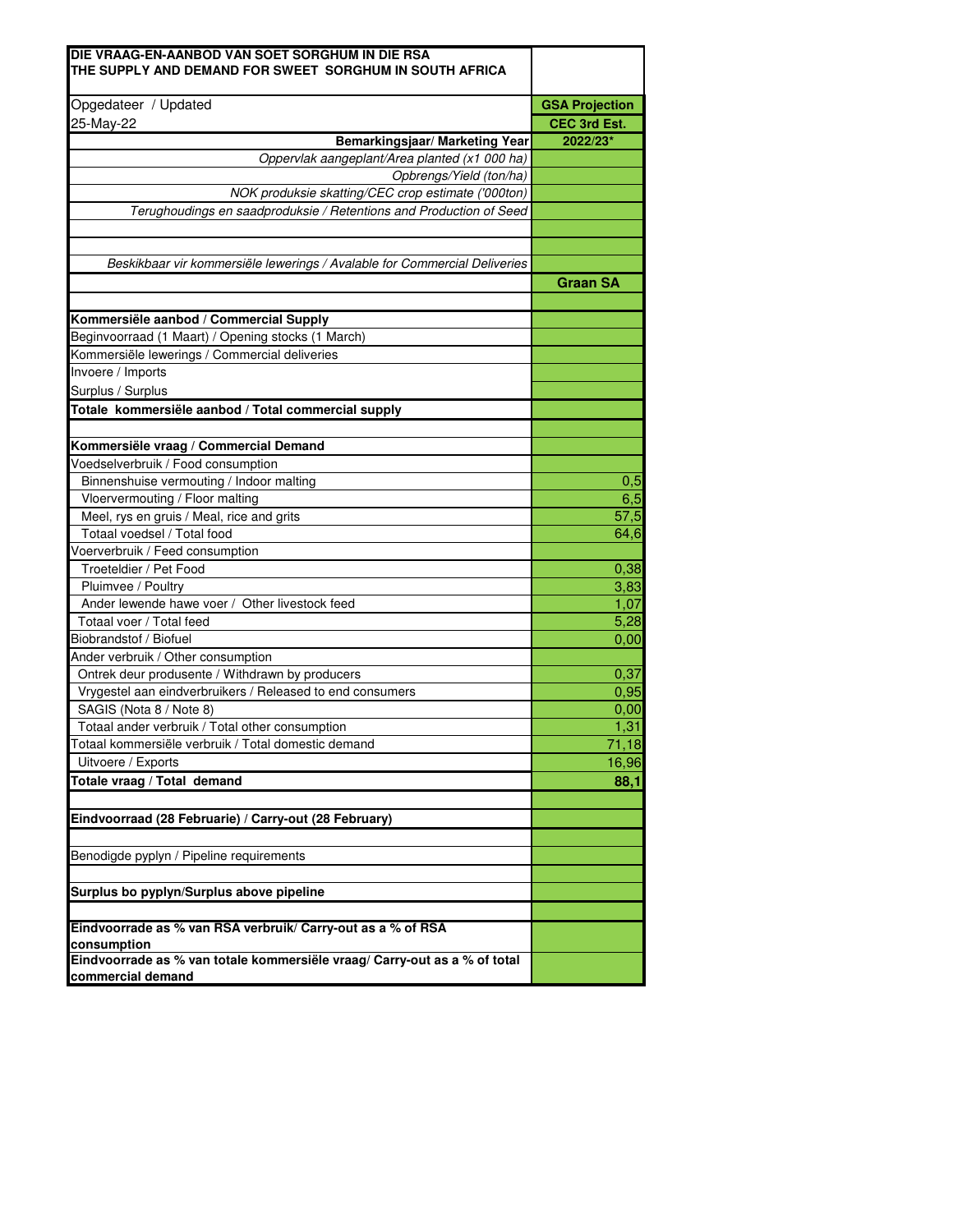| DIE VRAAG-EN-AANBOD VAN SOET SORGHUM IN DIE RSA<br>THE SUPPLY AND DEMAND FOR SWEET SORGHUM IN SOUTH AFRICA | |
|---|---|
| Opgedateer / Updated | GSA Projection |
| 25-May-22 | CEC 3rd Est. |
| **Bemarkingsjaar/ Marketing Year** | **2022/23*** |
| *Oppervlak aangeplant/Area planted (x1 000 ha)* | |
| *Opbrengs/Yield (ton/ha)* | |
| *NOK produksie skatting/CEC crop estimate ('000ton)* | |
| *Terughoudings en saadproduksie / Retentions and Production of Seed* | |
| | |
| | |
| *Beskikbaar vir kommersiële lewerings / Avalable for Commercial Deliveries* | |
| | **Graan SA** |
| | |
| **Kommersiële aanbod / Commercial Supply** | |
| Beginvoorraad (1 Maart) / Opening stocks (1 March) | |
| Kommersiële lewerings / Commercial deliveries | |
| Invoere / Imports | |
| Surplus / Surplus | |
| **Totale kommersiële aanbod / Total commercial supply** | |
| | |
| **Kommersiële vraag / Commercial Demand** | |
| Voedselverbruik / Food consumption | |
| Binnenshuise vermouting / Indoor malting | 0,5 |
| Vloervermouting / Floor malting | 6,5 |
| Meel, rys en gruis / Meal, rice and grits | 57,5 |
| Totaal voedsel / Total food | 64,6 |
| Voerverbruik / Feed consumption | |
| Troeteldier / Pet Food | 0,38 |
| Pluimvee / Poultry | 3,83 |
| Ander lewende hawe voer / Other livestock feed | 1,07 |
| Totaal voer / Total feed | 5,28 |
| Biobrandstof / Biofuel | 0,00 |
| Ander verbruik / Other consumption | |
| Ontrek deur produsente / Withdrawn by producers | 0,37 |
| Vrygestel aan eindverbruikers / Released to end consumers | 0,95 |
| SAGIS (Nota 8 / Note 8) | 0,00 |
| Totaal ander verbruik / Total other consumption | 1,31 |
| Totaal kommersiële verbruik / Total domestic demand | 71,18 |
| Uitvoere / Exports | 16,96 |
| **Totale vraag / Total demand** | **88,1** |
| | |
| **Eindvoorraad (28 Februarie) / Carry-out (28 February)** | |
| | |
| Benodigde pyplyn / Pipeline requirements | |
| | |
| **Surplus bo pyplyn/Surplus above pipeline** | |
| | |
| **Eindvoorrade as % van RSA verbruik/ Carry-out as a % of RSA consumption** | |
| **Eindvoorrade as % van totale kommersiële vraag/ Carry-out as a % of total commercial demand** | |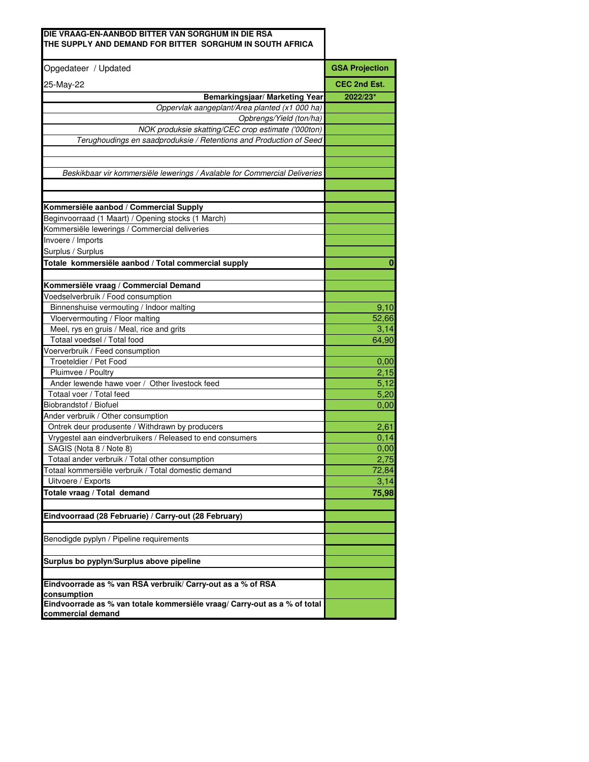**DIE VRAAG-EN-AANBOD BITTER VAN SORGHUM IN DIE RSA**
**THE SUPPLY AND DEMAND FOR BITTER SORGHUM IN SOUTH AFRICA**

| Opgedateer / Updated | GSA Projection |
|---|---|
| 25-May-22 | CEC 2nd Est. |
| **Bemarkingsjaar/ Marketing Year** | **2022/23*** |
| *Oppervlak aangeplant/Area planted (x1 000 ha)* | |
| *Opbrengs/Yield (ton/ha)* | |
| *NOK produksie skatting/CEC crop estimate ('000ton)* | |
| *Terughoudings en saadproduksie / Retentions and Production of Seed* | |
| | |
| | |
| *Beskikbaar vir kommersiële lewerings / Avalable for Commercial Deliveries* | |
| | |
| | |
| **Kommersiële aanbod / Commercial Supply** | |
| Beginvoorraad (1 Maart) / Opening stocks (1 March) | |
| Kommersiële lewerings / Commercial deliveries | |
| Invoere / Imports | |
| Surplus / Surplus | |
| **Totale kommersiële aanbod / Total commercial supply** | **0** |
| | |
| **Kommersiële vraag / Commercial Demand** | |
| Voedselverbruik / Food consumption | |
| Binnenshuise vermouting / Indoor malting | 9,10 |
| Vloervermouting / Floor malting | 52,66 |
| Meel, rys en gruis / Meal, rice and grits | 3,14 |
| Totaal voedsel / Total food | 64,90 |
| Voerverbruik / Feed consumption | |
| Troeteldier / Pet Food | 0,00 |
| Pluimvee / Poultry | 2,15 |
| Ander lewende hawe voer / Other livestock feed | 5,12 |
| Totaal voer / Total feed | 5,20 |
| Biobrandstof / Biofuel | 0,00 |
| Ander verbruik / Other consumption | |
| Ontrek deur produsente / Withdrawn by producers | 2,61 |
| Vrygestel aan eindverbruikers / Released to end consumers | 0,14 |
| SAGIS (Nota 8 / Note 8) | 0,00 |
| Totaal ander verbruik / Total other consumption | 2,75 |
| Totaal kommersiële verbruik / Total domestic demand | 72,84 |
| Uitvoere / Exports | 3,14 |
| **Totale vraag / Total demand** | **75,98** |
| | |
| **Eindvoorraad (28 Februarie) / Carry-out (28 February)** | |
| | |
| Benodigde pyplyn / Pipeline requirements | |
| | |
| **Surplus bo pyplyn/Surplus above pipeline** | |
| | |
| **Eindvoorrade as % van RSA verbruik/ Carry-out as a % of RSA consumption** | |
| **Eindvoorrade as % van totale kommersiële vraag/ Carry-out as a % of total commercial demand** | |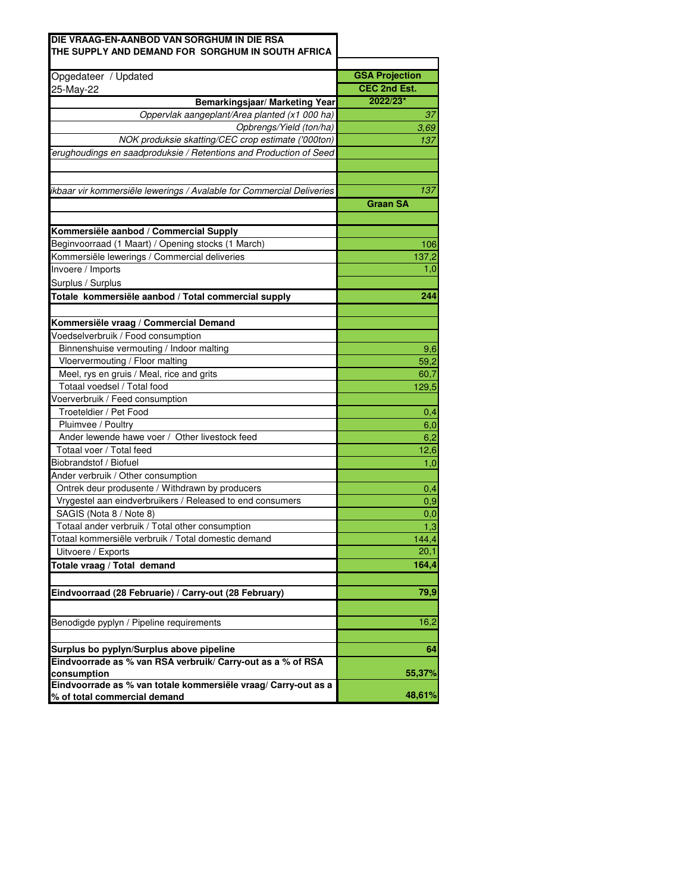| DIE VRAAG-EN-AANBOD VAN SORGHUM IN DIE RSA<br>THE SUPPLY AND DEMAND FOR SORGHUM IN SOUTH AFRICA | |
|---|---|
| Opgedateer / Updated | **GSA Projection** |
| 25-May-22 | **CEC 2nd Est.** |
| **Bemarkingsjaar/ Marketing Year** | **2022/23*** |
| *Oppervlak aangeplant/Area planted (x1 000 ha)* | *37* |
| *Opbrengs/Yield (ton/ha)* | *3,69* |
| *NOK produksie skatting/CEC crop estimate ('000ton)* | *137* |
| *erughoudings en saadproduksie / Retentions and Production of Seed* | |
| | |
| *ikbaar vir kommersiële lewerings / Avalable for Commercial Deliveries* | *137* |
| | **Graan SA** |
| | |
| **Kommersiële aanbod / Commercial Supply** | |
| Beginvoorraad (1 Maart) / Opening stocks (1 March) | 106 |
| Kommersiële lewerings / Commercial deliveries | 137,2 |
| Invoere / Imports | 1,0 |
| Surplus / Surplus | |
| **Totale kommersiële aanbod / Total commercial supply** | **244** |
| | |
| **Kommersiële vraag / Commercial Demand** | |
| Voedselverbruik / Food consumption | |
| Binnenshuise vermouting / Indoor malting | 9,6 |
| Vloervermouting / Floor malting | 59,2 |
| Meel, rys en gruis / Meal, rice and grits | 60,7 |
| Totaal voedsel / Total food | 129,5 |
| Voerverbruik / Feed consumption | |
| Troeteldier / Pet Food | 0,4 |
| Pluimvee / Poultry | 6,0 |
| Ander lewende hawe voer / Other livestock feed | 6,2 |
| Totaal voer / Total feed | 12,6 |
| Biobrandstof / Biofuel | 1,0 |
| Ander verbruik / Other consumption | |
| Ontrek deur produsente / Withdrawn by producers | 0,4 |
| Vrygestel aan eindverbruikers / Released to end consumers | 0,9 |
| SAGIS (Nota 8 / Note 8) | 0,0 |
| Totaal ander verbruik / Total other consumption | 1,3 |
| Totaal kommersiële verbruik / Total domestic demand | 144,4 |
| Uitvoere / Exports | 20,1 |
| **Totale vraag / Total demand** | **164,4** |
| | |
| **Eindvoorraad (28 Februarie) / Carry-out (28 February)** | **79,9** |
| | |
| Benodigde pyplyn / Pipeline requirements | 16,2 |
| | |
| **Surplus bo pyplyn/Surplus above pipeline** | **64** |
| **Eindvoorrade as % van RSA verbruik/ Carry-out as a % of RSA consumption** | **55,37%** |
| **Eindvoorrade as % van totale kommersiële vraag/ Carry-out as a % of total commercial demand** | **48,61%** |